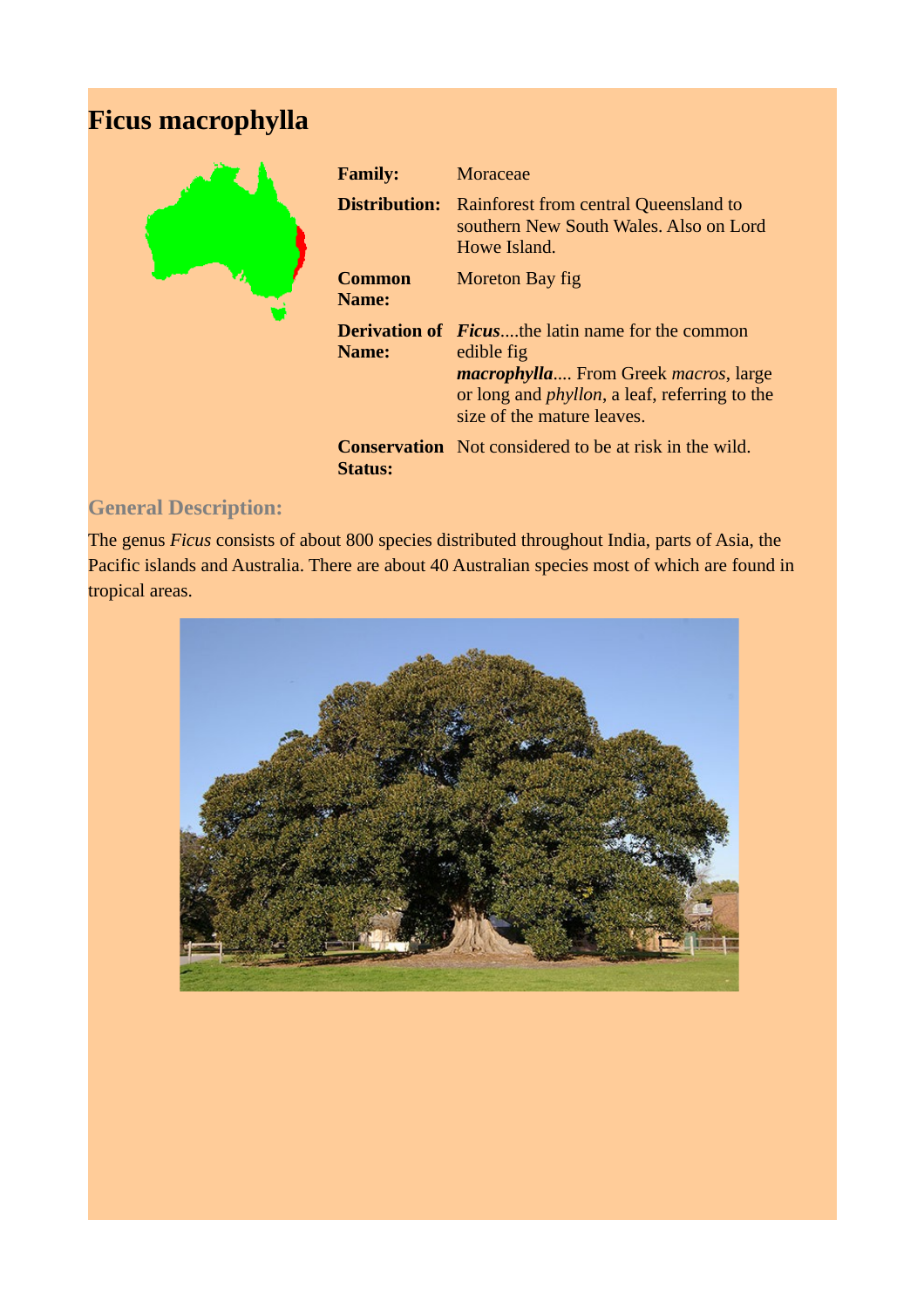# Ficus macrophylla

| | |
|---|---|
| **Family:** | Moraceae |
| **Distribution:** | Rainforest from central Queensland to southern New South Wales. Also on Lord Howe Island. |
| **Common Name:** | Moreton Bay fig |
| **Derivation of Name:** | ***Ficus***....the latin name for the common edible fig<br>***macrophylla***.... From Greek *macros*, large or long and *phyllon*, a leaf, referring to the size of the mature leaves. |
| **Conservation Status:** | Not considered to be at risk in the wild. |

## General Description:

The genus *Ficus* consists of about 800 species distributed throughout India, parts of Asia, the Pacific islands and Australia. There are about 40 Australian species most of which are found in tropical areas.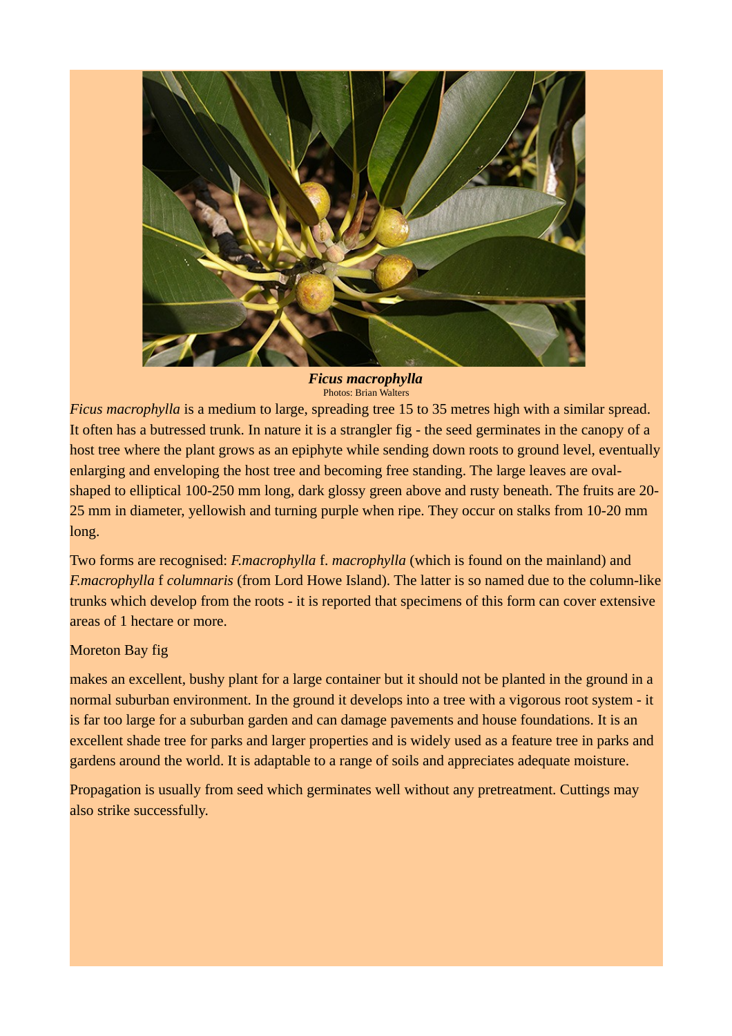***Ficus macrophylla***
Photos: Brian Walters

*Ficus macrophylla* is a medium to large, spreading tree 15 to 35 metres high with a similar spread. It often has a butressed trunk. In nature it is a strangler fig - the seed germinates in the canopy of a host tree where the plant grows as an epiphyte while sending down roots to ground level, eventually enlarging and enveloping the host tree and becoming free standing. The large leaves are oval-shaped to elliptical 100-250 mm long, dark glossy green above and rusty beneath. The fruits are 20-25 mm in diameter, yellowish and turning purple when ripe. They occur on stalks from 10-20 mm long.

Two forms are recognised: *F.macrophylla* f. *macrophylla* (which is found on the mainland) and *F.macrophylla* f *columnaris* (from Lord Howe Island). The latter is so named due to the column-like trunks which develop from the roots - it is reported that specimens of this form can cover extensive areas of 1 hectare or more.

Moreton Bay fig

makes an excellent, bushy plant for a large container but it should not be planted in the ground in a normal suburban environment. In the ground it develops into a tree with a vigorous root system - it is far too large for a suburban garden and can damage pavements and house foundations. It is an excellent shade tree for parks and larger properties and is widely used as a feature tree in parks and gardens around the world. It is adaptable to a range of soils and appreciates adequate moisture.

Propagation is usually from seed which germinates well without any pretreatment. Cuttings may also strike successfully.